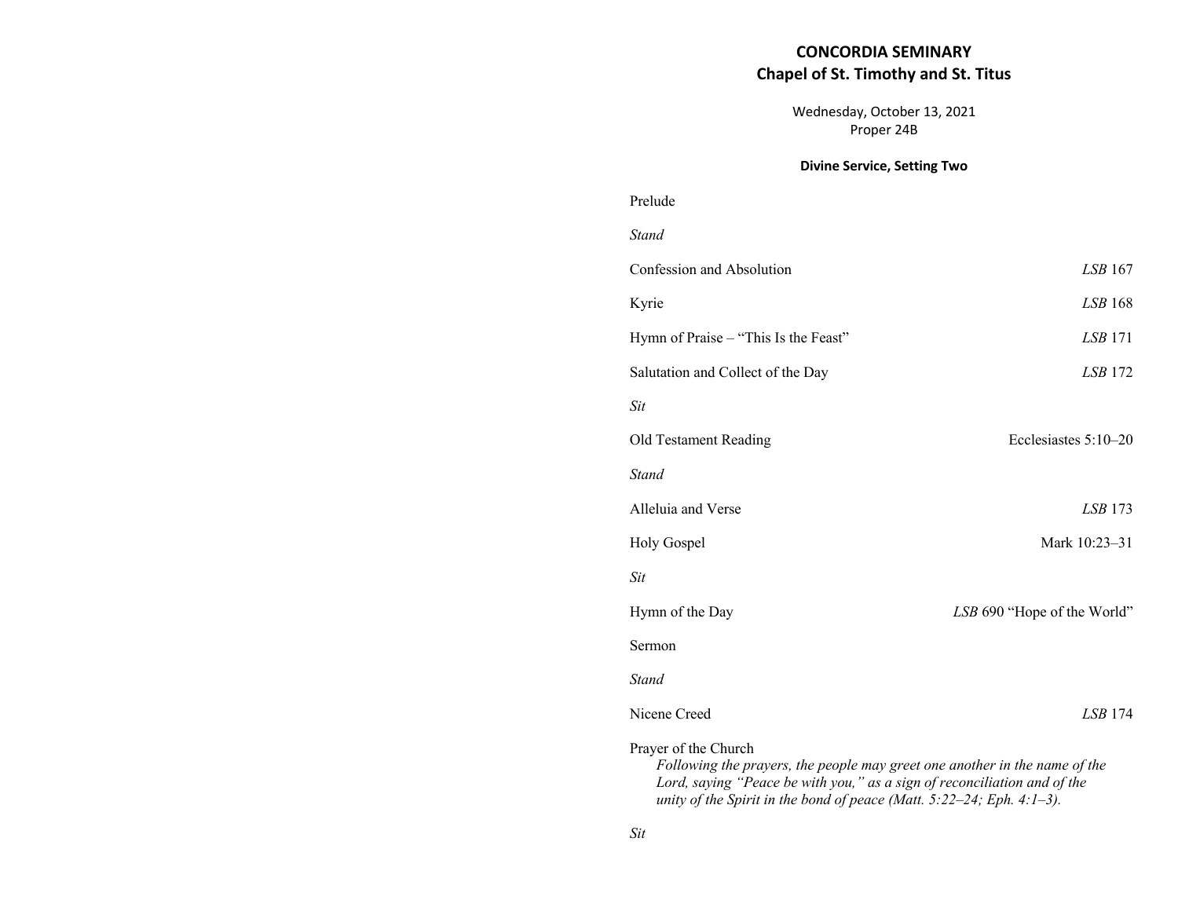# CONCORDIA SEMINARY
## Chapel of St. Timothy and St. Titus

Wednesday, October 13, 2021
Proper 24B

**Divine Service, Setting Two**

Prelude

*Stand*

Confession and Absolution — *LSB* 167

Kyrie — *LSB* 168

Hymn of Praise – "This Is the Feast" — *LSB* 171

Salutation and Collect of the Day — *LSB* 172

*Sit*

Old Testament Reading — Ecclesiastes 5:10–20

*Stand*

Alleluia and Verse — *LSB* 173

Holy Gospel — Mark 10:23–31

*Sit*

Hymn of the Day — *LSB* 690 "Hope of the World"

Sermon

*Stand*

Nicene Creed — *LSB* 174

Prayer of the Church

*Following the prayers, the people may greet one another in the name of the Lord, saying "Peace be with you," as a sign of reconciliation and of the unity of the Spirit in the bond of peace (Matt. 5:22–24; Eph. 4:1–3).*

*Sit*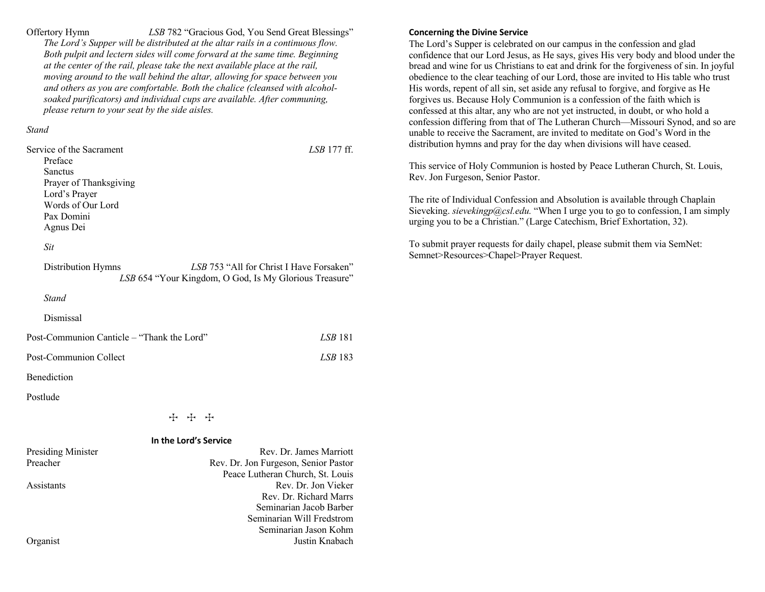Offertory Hymn *LSB* 782 "Gracious God, You Send Great Blessings"

*The Lord's Supper will be distributed at the altar rails in a continuous flow. Both pulpit and lectern sides will come forward at the same time. Beginning at the center of the rail, please take the next available place at the rail, moving around to the wall behind the altar, allowing for space between you and others as you are comfortable. Both the chalice (cleansed with alcohol-soaked purificators) and individual cups are available. After communing, please return to your seat by the side aisles.*

*Stand*

Service of the Sacrament *LSB* 177 ff.

- Preface
- Sanctus
- Prayer of Thanksgiving
- Lord's Prayer
- Words of Our Lord
- Pax Domini
- Agnus Dei

*Sit*

Distribution Hymns *LSB* 753 "All for Christ I Have Forsaken"
*LSB* 654 "Your Kingdom, O God, Is My Glorious Treasure"

*Stand*

Dismissal

Post-Communion Canticle – "Thank the Lord" *LSB* 181

Post-Communion Collect *LSB* 183

Benediction

Postlude

✠ ✠ ✠

**In the Lord's Service**

| | |
|---|---|
| Presiding Minister | Rev. Dr. James Marriott |
| Preacher | Rev. Dr. Jon Furgeson, Senior Pastor<br>Peace Lutheran Church, St. Louis |
| Assistants | Rev. Dr. Jon Vieker<br>Rev. Dr. Richard Marrs<br>Seminarian Jacob Barber<br>Seminarian Will Fredstrom<br>Seminarian Jason Kohm |
| Organist | Justin Knabach |

**Concerning the Divine Service**

The Lord's Supper is celebrated on our campus in the confession and glad confidence that our Lord Jesus, as He says, gives His very body and blood under the bread and wine for us Christians to eat and drink for the forgiveness of sin. In joyful obedience to the clear teaching of our Lord, those are invited to His table who trust His words, repent of all sin, set aside any refusal to forgive, and forgive as He forgives us. Because Holy Communion is a confession of the faith which is confessed at this altar, any who are not yet instructed, in doubt, or who hold a confession differing from that of The Lutheran Church—Missouri Synod, and so are unable to receive the Sacrament, are invited to meditate on God's Word in the distribution hymns and pray for the day when divisions will have ceased.

This service of Holy Communion is hosted by Peace Lutheran Church, St. Louis, Rev. Jon Furgeson, Senior Pastor.

The rite of Individual Confession and Absolution is available through Chaplain Sieveking. *sievekingp@csl.edu.* "When I urge you to go to confession, I am simply urging you to be a Christian." (Large Catechism, Brief Exhortation, 32).

To submit prayer requests for daily chapel, please submit them via SemNet: Semnet>Resources>Chapel>Prayer Request.